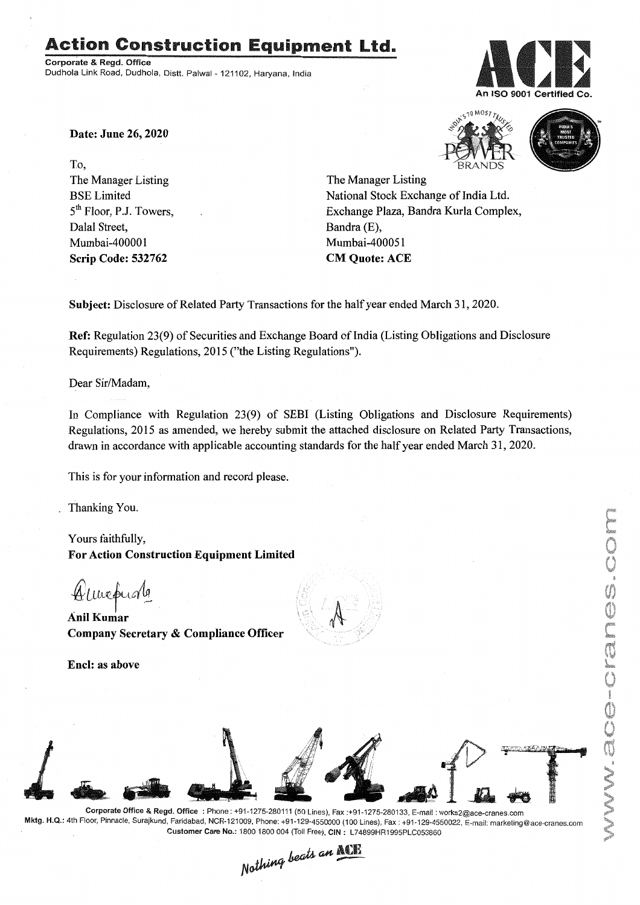# Action Construction Equipment Ltd.

**Corporate & Regd. Office**
Dudhola Link Road, Dudhola, Distt. Palwal - 121102, Haryana, India

An ISO 9001 Certified Co.

**Date: June 26, 2020**

To,

| | |
|---|---|
| The Manager Listing | The Manager Listing |
| BSE Limited | National Stock Exchange of India Ltd. |
| 5th Floor, P.J. Towers, | Exchange Plaza, Bandra Kurla Complex, |
| Dalal Street, | Bandra (E), |
| Mumbai-400001 | Mumbai-400051 |
| **Scrip Code: 532762** | **CM Quote: ACE** |

**Subject:** Disclosure of Related Party Transactions for the half year ended March 31, 2020.

**Ref:** Regulation 23(9) of Securities and Exchange Board of India (Listing Obligations and Disclosure Requirements) Regulations, 2015 ("the Listing Regulations").

Dear Sir/Madam,

In Compliance with Regulation 23(9) of SEBI (Listing Obligations and Disclosure Requirements) Regulations, 2015 as amended, we hereby submit the attached disclosure on Related Party Transactions, drawn in accordance with applicable accounting standards for the half year ended March 31, 2020.

This is for your information and record please.

Thanking You.

Yours faithfully,
**For Action Construction Equipment Limited**

**Anil Kumar**
**Company Secretary & Compliance Officer**

**Encl: as above**

Corporate Office & Regd. Office : Phone : +91-1275-280111 (50 Lines), Fax :+91-1275-280133, E-mail : works2@ace-cranes.com
Mktg. H.Q.: 4th Floor, Pinnacle, Surajkund, Faridabad, NCR-121009, Phone: +91-129-4550000 (100 Lines), Fax : +91-129-4550022, E-mail: marketing@ace-cranes.com
Customer Care No.: 1800 1800 004 (Toll Free), CIN : L74899HR1995PLC053860

*Nothing beats an ACE*

www.ace-cranes.com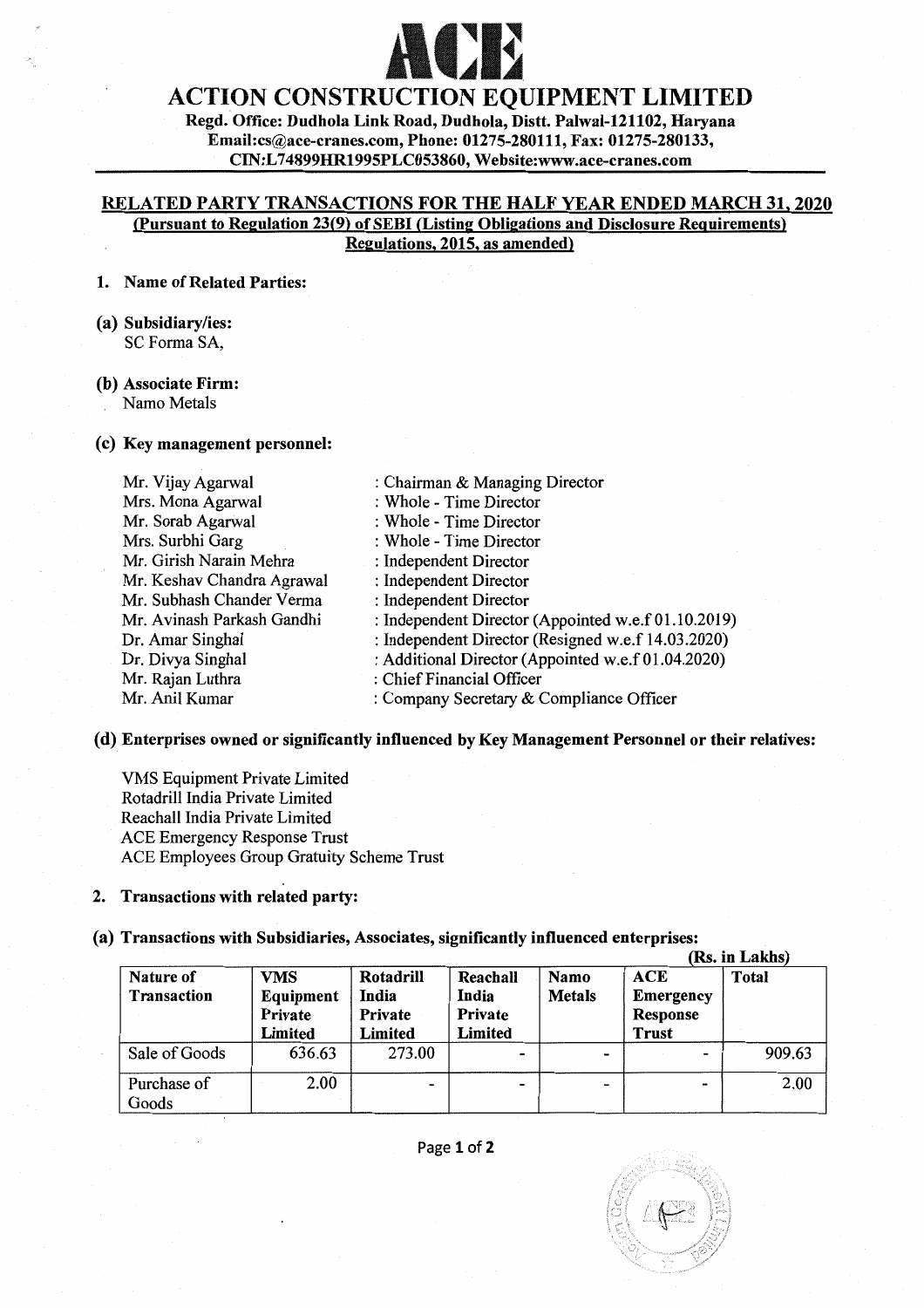# ACTION CONSTRUCTION EQUIPMENT LIMITED

**Regd. Office: Dudhola Link Road, Dudhola, Distt. Palwal-121102, Haryana**
**Email:cs@ace-cranes.com, Phone: 01275-280111, Fax: 01275-280133,**
**CIN:L74899HR1995PLC053860, Website:www.ace-cranes.com**

## RELATED PARTY TRANSACTIONS FOR THE HALF YEAR ENDED MARCH 31, 2020

**(Pursuant to Regulation 23(9) of SEBI (Listing Obligations and Disclosure Requirements) Regulations, 2015, as amended)**

**1. Name of Related Parties:**

**(a) Subsidiary/ies:**
SC Forma SA,

**(b) Associate Firm:**
Namo Metals

**(c) Key management personnel:**

| | |
|---|---|
| Mr. Vijay Agarwal | : Chairman & Managing Director |
| Mrs. Mona Agarwal | : Whole - Time Director |
| Mr. Sorab Agarwal | : Whole - Time Director |
| Mrs. Surbhi Garg | : Whole - Time Director |
| Mr. Girish Narain Mehra | : Independent Director |
| Mr. Keshav Chandra Agrawal | : Independent Director |
| Mr. Subhash Chander Verma | : Independent Director |
| Mr. Avinash Parkash Gandhi | : Independent Director (Appointed w.e.f 01.10.2019) |
| Dr. Amar Singhal | : Independent Director (Resigned w.e.f 14.03.2020) |
| Dr. Divya Singhal | : Additional Director (Appointed w.e.f 01.04.2020) |
| Mr. Rajan Luthra | : Chief Financial Officer |
| Mr. Anil Kumar | : Company Secretary & Compliance Officer |

**(d) Enterprises owned or significantly influenced by Key Management Personnel or their relatives:**

VMS Equipment Private Limited
Rotadrill India Private Limited
Reachall India Private Limited
ACE Emergency Response Trust
ACE Employees Group Gratuity Scheme Trust

**2. Transactions with related party:**

**(a) Transactions with Subsidiaries, Associates, significantly influenced enterprises:**

(Rs. in Lakhs)

| Nature of Transaction | VMS Equipment Private Limited | Rotadrill India Private Limited | Reachall India Private Limited | Namo Metals | ACE Emergency Response Trust | Total |
|---|---|---|---|---|---|---|
| Sale of Goods | 636.63 | 273.00 | - | - | - | 909.63 |
| Purchase of Goods | 2.00 | - | - | - | - | 2.00 |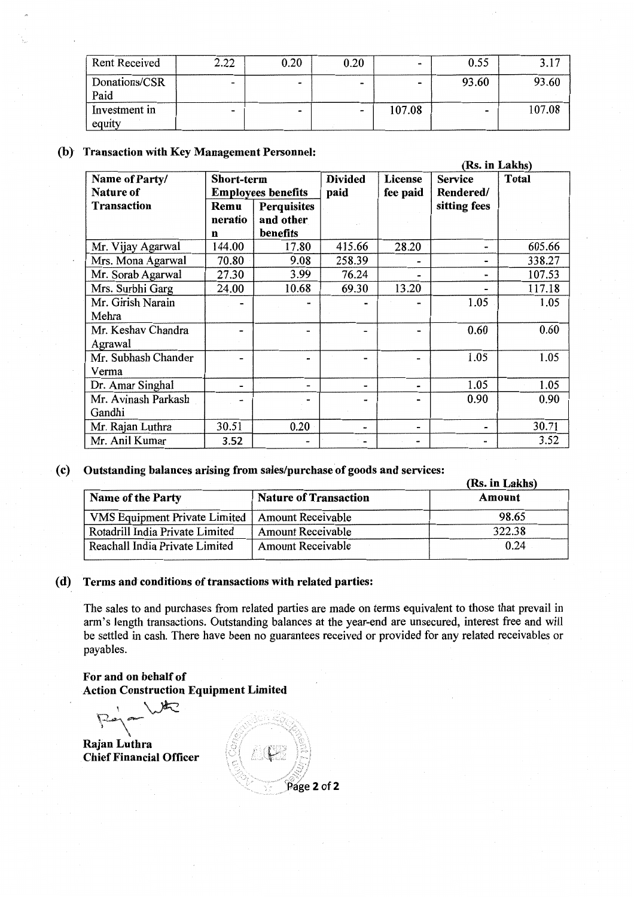| | | | | | | |
|---|---|---|---|---|---|---|
| Rent Received | 2.22 | 0.20 | 0.20 | - | 0.55 | 3.17 |
| Donations/CSR Paid | - | - | - | - | 93.60 | 93.60 |
| Investment in equity | - | - | - | 107.08 | - | 107.08 |

**(b) Transaction with Key Management Personnel:**

(Rs. in Lakhs)

| Name of Party/ Nature of Transaction | Short-term Employees benefits | | Divided paid | License fee paid | Service Rendered/ sitting fees | Total |
|---|---|---|---|---|---|---|
| | Remuneration | Perquisites and other benefits | | | | |
| Mr. Vijay Agarwal | 144.00 | 17.80 | 415.66 | 28.20 | - | 605.66 |
| Mrs. Mona Agarwal | 70.80 | 9.08 | 258.39 | - | - | 338.27 |
| Mr. Sorab Agarwal | 27.30 | 3.99 | 76.24 | - | - | 107.53 |
| Mrs. Surbhi Garg | 24.00 | 10.68 | 69.30 | 13.20 | - | 117.18 |
| Mr. Girish Narain Mehra | - | - | - | - | 1.05 | 1.05 |
| Mr. Keshav Chandra Agrawal | - | - | - | - | 0.60 | 0.60 |
| Mr. Subhash Chander Verma | - | - | - | - | 1.05 | 1.05 |
| Dr. Amar Singhal | - | - | - | - | 1.05 | 1.05 |
| Mr. Avinash Parkash Gandhi | - | - | - | - | 0.90 | 0.90 |
| Mr. Rajan Luthra | 30.51 | 0.20 | - | - | - | 30.71 |
| Mr. Anil Kumar | 3.52 | - | - | - | - | 3.52 |

**(c) Outstanding balances arising from sales/purchase of goods and services:**

(Rs. in Lakhs)

| Name of the Party | Nature of Transaction | Amount |
|---|---|---|
| VMS Equipment Private Limited | Amount Receivable | 98.65 |
| Rotadrill India Private Limited | Amount Receivable | 322.38 |
| Reachall India Private Limited | Amount Receivable | 0.24 |

**(d) Terms and conditions of transactions with related parties:**

The sales to and purchases from related parties are made on terms equivalent to those that prevail in arm's length transactions. Outstanding balances at the year-end are unsecured, interest free and will be settled in cash. There have been no guarantees received or provided for any related receivables or payables.

**For and on behalf of**
**Action Construction Equipment Limited**

**Rajan Luthra**
**Chief Financial Officer**